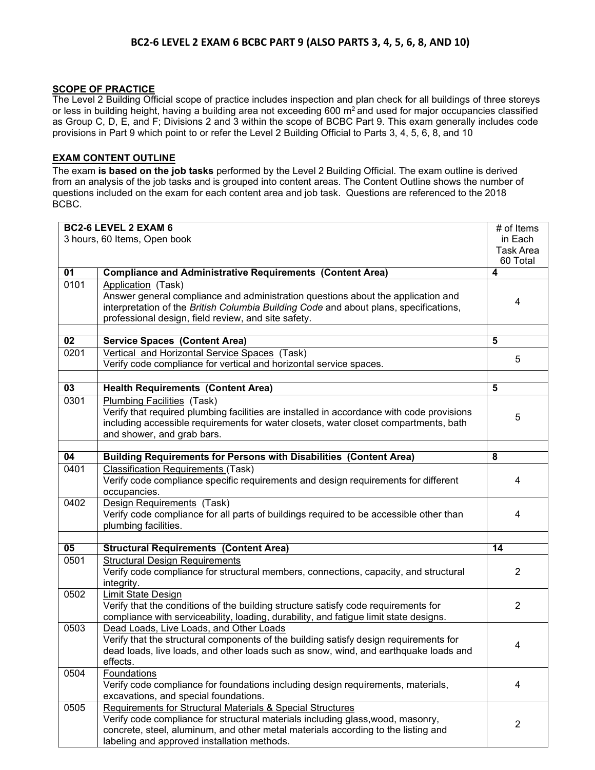# BC2-6 LEVEL 2 EXAM 6 BCBC PART 9 (ALSO PARTS 3, 4, 5, 6, 8, AND 10)

**SCOPE OF PRACTICE**

The Level 2 Building Official scope of practice includes inspection and plan check for all buildings of three storeys or less in building height, having a building area not exceeding 600 $m^2$ and used for major occupancies classified as Group C, D, E, and F; Divisions 2 and 3 within the scope of BCBC Part 9. This exam generally includes code provisions in Part 9 which point to or refer the Level 2 Building Official to Parts 3, 4, 5, 6, 8, and 10

**EXAM CONTENT OUTLINE**

The exam **is based on the job tasks** performed by the Level 2 Building Official. The exam outline is derived from an analysis of the job tasks and is grouped into content areas. The Content Outline shows the number of questions included on the exam for each content area and job task. Questions are referenced to the 2018 BCBC.

| **BC2-6 LEVEL 2 EXAM 6**<br>3 hours, 60 Items, Open book | | # of Items in Each Task Area 60 Total |
|---|---|---|
| **01** | **Compliance and Administrative Requirements (Content Area)** | **4** |
| 0101 | Application (Task)<br>Answer general compliance and administration questions about the application and interpretation of the *British Columbia Building Code* and about plans, specifications, professional design, field review, and site safety. | 4 |
| | | |
| **02** | **Service Spaces (Content Area)** | **5** |
| 0201 | Vertical and Horizontal Service Spaces (Task)<br>Verify code compliance for vertical and horizontal service spaces. | 5 |
| | | |
| **03** | **Health Requirements (Content Area)** | **5** |
| 0301 | Plumbing Facilities (Task)<br>Verify that required plumbing facilities are installed in accordance with code provisions including accessible requirements for water closets, water closet compartments, bath and shower, and grab bars. | 5 |
| | | |
| **04** | **Building Requirements for Persons with Disabilities (Content Area)** | **8** |
| 0401 | Classification Requirements (Task)<br>Verify code compliance specific requirements and design requirements for different occupancies. | 4 |
| 0402 | Design Requirements (Task)<br>Verify code compliance for all parts of buildings required to be accessible other than plumbing facilities. | 4 |
| | | |
| **05** | **Structural Requirements (Content Area)** | **14** |
| 0501 | Structural Design Requirements<br>Verify code compliance for structural members, connections, capacity, and structural integrity. | 2 |
| 0502 | Limit State Design<br>Verify that the conditions of the building structure satisfy code requirements for compliance with serviceability, loading, durability, and fatigue limit state designs. | 2 |
| 0503 | Dead Loads, Live Loads, and Other Loads<br>Verify that the structural components of the building satisfy design requirements for dead loads, live loads, and other loads such as snow, wind, and earthquake loads and effects. | 4 |
| 0504 | Foundations<br>Verify code compliance for foundations including design requirements, materials, excavations, and special foundations. | 4 |
| 0505 | Requirements for Structural Materials & Special Structures<br>Verify code compliance for structural materials including glass,wood, masonry, concrete, steel, aluminum, and other metal materials according to the listing and labeling and approved installation methods. | 2 |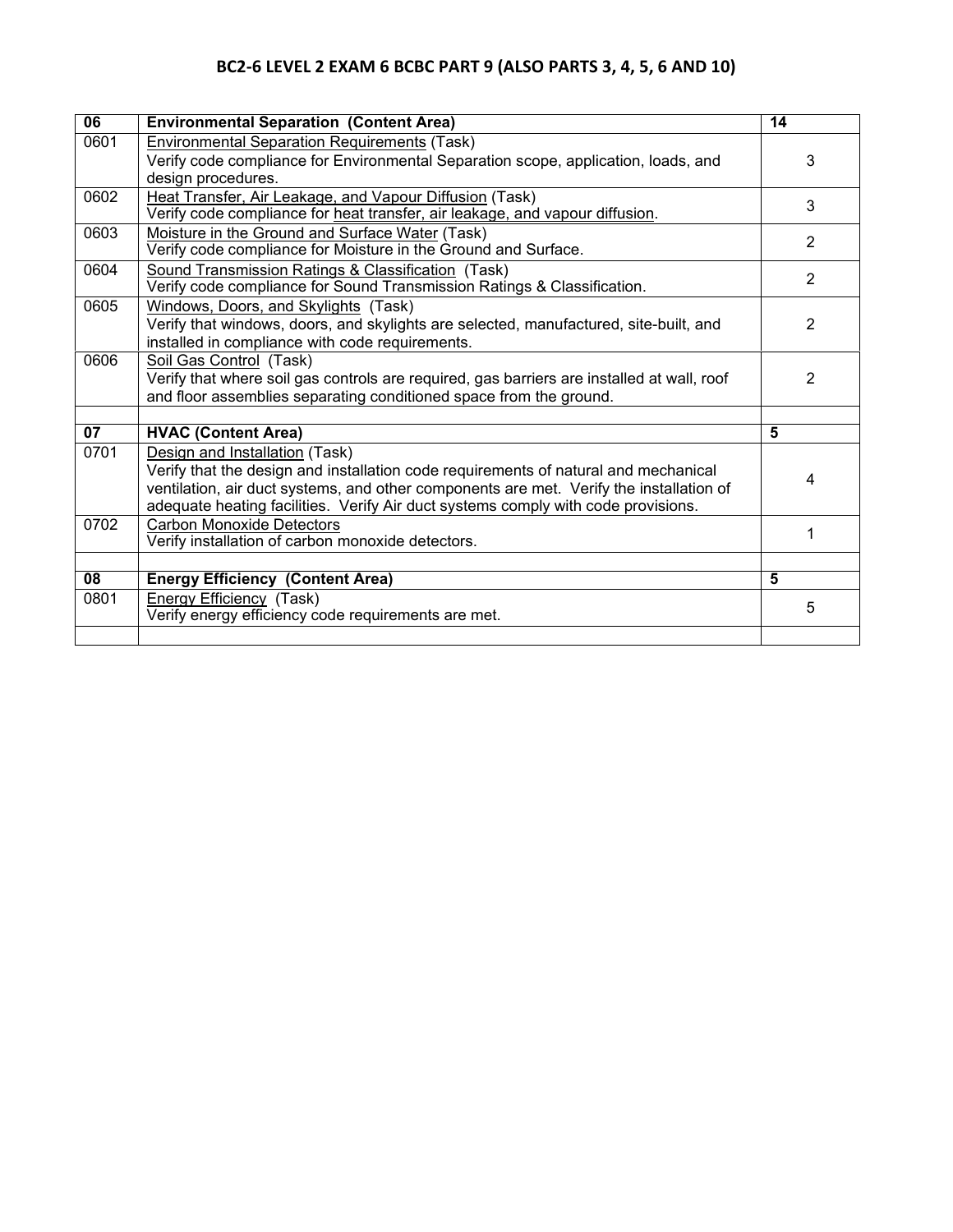## BC2-6 LEVEL 2 EXAM 6 BCBC PART 9 (ALSO PARTS 3, 4, 5, 6 AND 10)

| | | |
|---|---|---|
| **06** | **Environmental Separation (Content Area)** | **14** |
| 0601 | Environmental Separation Requirements (Task)<br>Verify code compliance for Environmental Separation scope, application, loads, and design procedures. | 3 |
| 0602 | Heat Transfer, Air Leakage, and Vapour Diffusion (Task)<br>Verify code compliance for heat transfer, air leakage, and vapour diffusion. | 3 |
| 0603 | Moisture in the Ground and Surface Water (Task)<br>Verify code compliance for Moisture in the Ground and Surface. | 2 |
| 0604 | Sound Transmission Ratings & Classification (Task)<br>Verify code compliance for Sound Transmission Ratings & Classification. | 2 |
| 0605 | Windows, Doors, and Skylights (Task)<br>Verify that windows, doors, and skylights are selected, manufactured, site-built, and installed in compliance with code requirements. | 2 |
| 0606 | Soil Gas Control (Task)<br>Verify that where soil gas controls are required, gas barriers are installed at wall, roof and floor assemblies separating conditioned space from the ground. | 2 |
| | | |
| **07** | **HVAC (Content Area)** | **5** |
| 0701 | Design and Installation (Task)<br>Verify that the design and installation code requirements of natural and mechanical ventilation, air duct systems, and other components are met. Verify the installation of adequate heating facilities. Verify Air duct systems comply with code provisions. | 4 |
| 0702 | Carbon Monoxide Detectors<br>Verify installation of carbon monoxide detectors. | 1 |
| | | |
| **08** | **Energy Efficiency (Content Area)** | **5** |
| 0801 | Energy Efficiency (Task)<br>Verify energy efficiency code requirements are met. | 5 |
| | | |